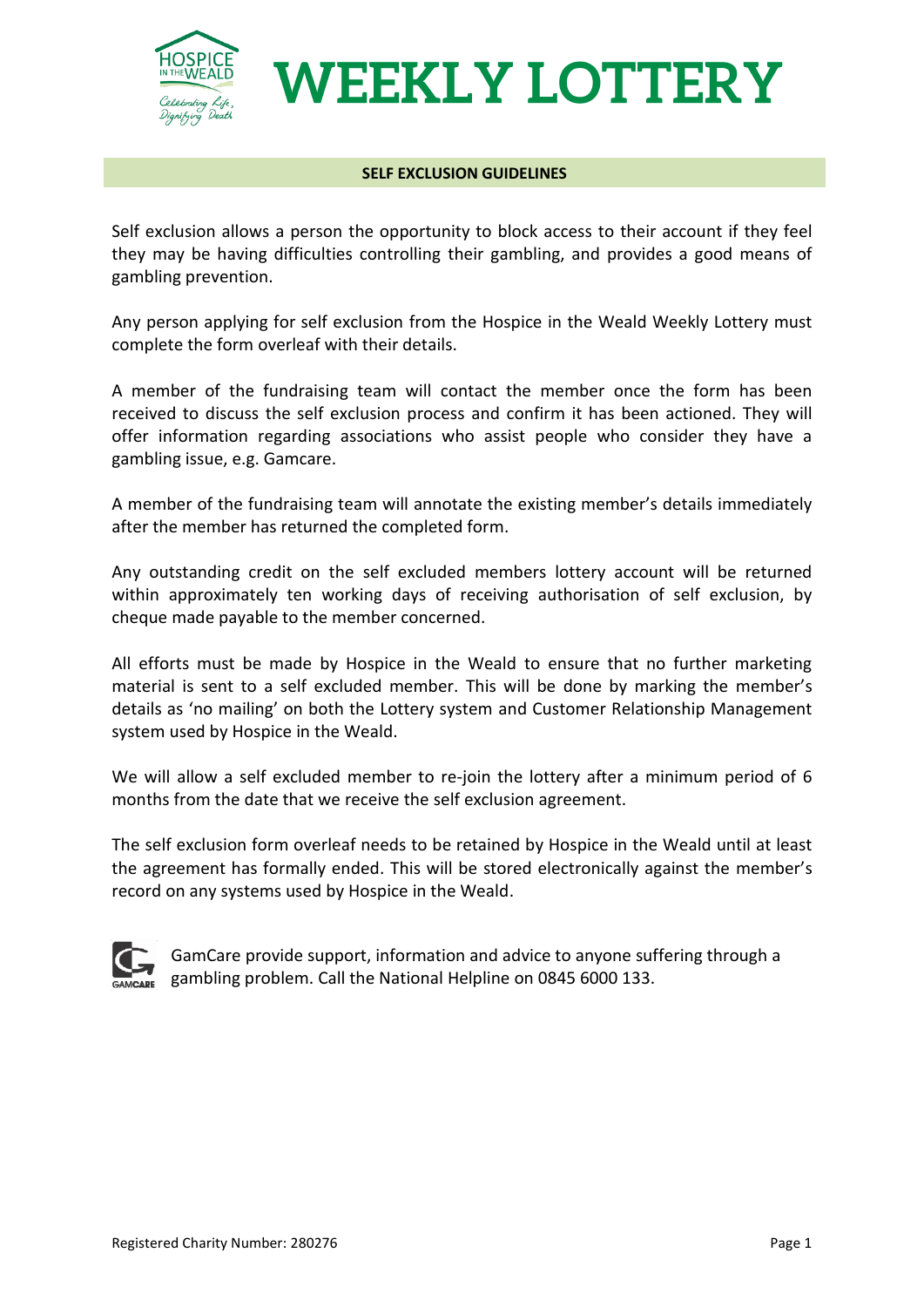# WEEKLY LOTTERY

## SELF EXCLUSION GUIDELINES

Self exclusion allows a person the opportunity to block access to their account if they feel they may be having difficulties controlling their gambling, and provides a good means of gambling prevention.

Any person applying for self exclusion from the Hospice in the Weald Weekly Lottery must complete the form overleaf with their details.

A member of the fundraising team will contact the member once the form has been received to discuss the self exclusion process and confirm it has been actioned. They will offer information regarding associations who assist people who consider they have a gambling issue, e.g. Gamcare.

A member of the fundraising team will annotate the existing member's details immediately after the member has returned the completed form.

Any outstanding credit on the self excluded members lottery account will be returned within approximately ten working days of receiving authorisation of self exclusion, by cheque made payable to the member concerned.

All efforts must be made by Hospice in the Weald to ensure that no further marketing material is sent to a self excluded member. This will be done by marking the member's details as 'no mailing' on both the Lottery system and Customer Relationship Management system used by Hospice in the Weald.

We will allow a self excluded member to re-join the lottery after a minimum period of 6 months from the date that we receive the self exclusion agreement.

The self exclusion form overleaf needs to be retained by Hospice in the Weald until at least the agreement has formally ended. This will be stored electronically against the member's record on any systems used by Hospice in the Weald.

GamCare provide support, information and advice to anyone suffering through a gambling problem. Call the National Helpline on 0845 6000 133.

Registered Charity Number: 280276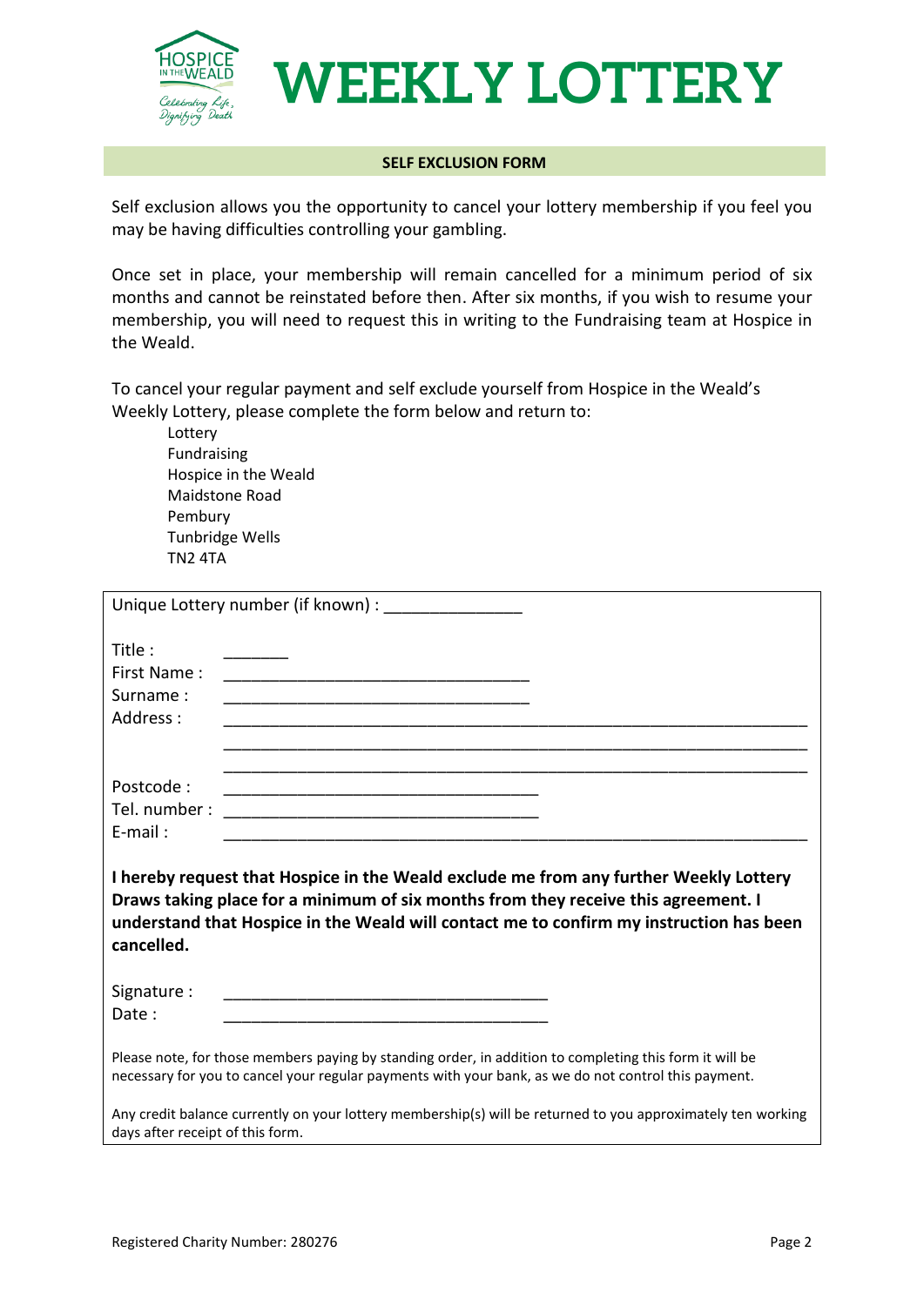# WEEKLY LOTTERY

**SELF EXCLUSION FORM**

Self exclusion allows you the opportunity to cancel your lottery membership if you feel you may be having difficulties controlling your gambling.

Once set in place, your membership will remain cancelled for a minimum period of six months and cannot be reinstated before then. After six months, if you wish to resume your membership, you will need to request this in writing to the Fundraising team at Hospice in the Weald.

To cancel your regular payment and self exclude yourself from Hospice in the Weald's Weekly Lottery, please complete the form below and return to:

Lottery
Fundraising
Hospice in the Weald
Maidstone Road
Pembury
Tunbridge Wells
TN2 4TA

Unique Lottery number (if known) : _______________

Title : _______
First Name : _________________________________
Surname : _________________________________
Address : _______________________________________________________________
_______________________________________________________________
_______________________________________________________________
Postcode : __________________________________
Tel. number : __________________________________
E-mail : _______________________________________________________________

**I hereby request that Hospice in the Weald exclude me from any further Weekly Lottery Draws taking place for a minimum of six months from they receive this agreement. I understand that Hospice in the Weald will contact me to confirm my instruction has been cancelled.**

Signature : ___________________________________
Date : ___________________________________

Please note, for those members paying by standing order, in addition to completing this form it will be necessary for you to cancel your regular payments with your bank, as we do not control this payment.

Any credit balance currently on your lottery membership(s) will be returned to you approximately ten working days after receipt of this form.

Registered Charity Number: 280276